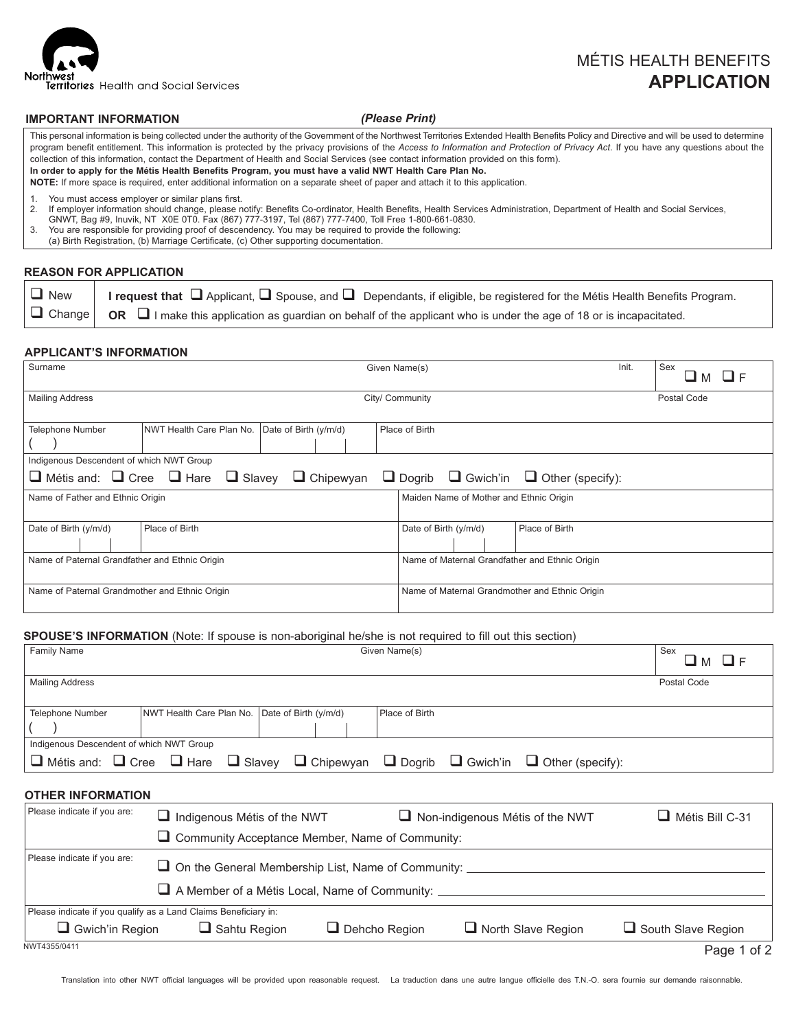Northwest Territories Health and Social Services

# MÉTIS HEALTH BENEFITS APPLICATION

## IMPORTANT INFORMATION *(Please Print)*

This personal information is being collected under the authority of the Government of the Northwest Territories Extended Health Benefits Policy and Directive and will be used to determine program benefit entitlement. This information is protected by the privacy provisions of the *Access to Information and Protection of Privacy Act*. If you have any questions about the collection of this information, contact the Department of Health and Social Services (see contact information provided on this form).

**In order to apply for the Métis Health Benefits Program, you must have a valid NWT Health Care Plan No.**

**NOTE:** If more space is required, enter additional information on a separate sheet of paper and attach it to this application.

1. You must access employer or similar plans first.
2. If employer information should change, please notify: Benefits Co-ordinator, Health Benefits, Health Services Administration, Department of Health and Social Services, GNWT, Bag #9, Inuvik, NT X0E 0T0. Fax (867) 777-3197, Tel (867) 777-7400, Toll Free 1-800-661-0830.
3. You are responsible for providing proof of descendency. You may be required to provide the following: (a) Birth Registration, (b) Marriage Certificate, (c) Other supporting documentation.

## REASON FOR APPLICATION

| | |
|---|---|
| ❑ New | **I request that** ❑ Applicant, ❑ Spouse, and ❑ Dependants, if eligible, be registered for the Métis Health Benefits Program. |
| ❑ Change | **OR** ❑ I make this application as guardian on behalf of the applicant who is under the age of 18 or is incapacitated. |

## APPLICANT'S INFORMATION

| | | | | |
|---|---|---|---|---|
| Surname | Given Name(s) | Init. | Sex ❑ M ❑ F | |
| Mailing Address | City/ Community | Postal Code | | |
| Telephone Number ( ) | NWT Health Care Plan No. | Date of Birth (y/m/d) | Place of Birth | |

Indigenous Descendent of which NWT Group

❑ Métis and: ❑ Cree ❑ Hare ❑ Slavey ❑ Chipewyan ❑ Dogrib ❑ Gwich'in ❑ Other (specify):

| | | | |
|---|---|---|---|
| Name of Father and Ethnic Origin | | Maiden Name of Mother and Ethnic Origin | |
| Date of Birth (y/m/d) | Place of Birth | Date of Birth (y/m/d) | Place of Birth |
| Name of Paternal Grandfather and Ethnic Origin | | Name of Maternal Grandfather and Ethnic Origin | |
| Name of Paternal Grandmother and Ethnic Origin | | Name of Maternal Grandmother and Ethnic Origin | |

## SPOUSE'S INFORMATION (Note: If spouse is non-aboriginal he/she is not required to fill out this section)

| | | | |
|---|---|---|---|
| Family Name | Given Name(s) | Sex ❑ M ❑ F | |
| Mailing Address | Postal Code | | |
| Telephone Number ( ) | NWT Health Care Plan No. | Date of Birth (y/m/d) | Place of Birth |

Indigenous Descendent of which NWT Group

❑ Métis and: ❑ Cree ❑ Hare ❑ Slavey ❑ Chipewyan ❑ Dogrib ❑ Gwich'in ❑ Other (specify):

## OTHER INFORMATION

Please indicate if you are:
❑ Indigenous Métis of the NWT ❑ Non-indigenous Métis of the NWT ❑ Métis Bill C-31
❑ Community Acceptance Member, Name of Community:

Please indicate if you are:
❑ On the General Membership List, Name of Community: ______________________
❑ A Member of a Métis Local, Name of Community: ______________________

Please indicate if you qualify as a Land Claims Beneficiary in:
❑ Gwich'in Region ❑ Sahtu Region ❑ Dehcho Region ❑ North Slave Region ❑ South Slave Region

NWT4355/0411

Translation into other NWT official languages will be provided upon reasonable request. La traduction dans une autre langue officielle des T.N.-O. sera fournie sur demande raisonnable.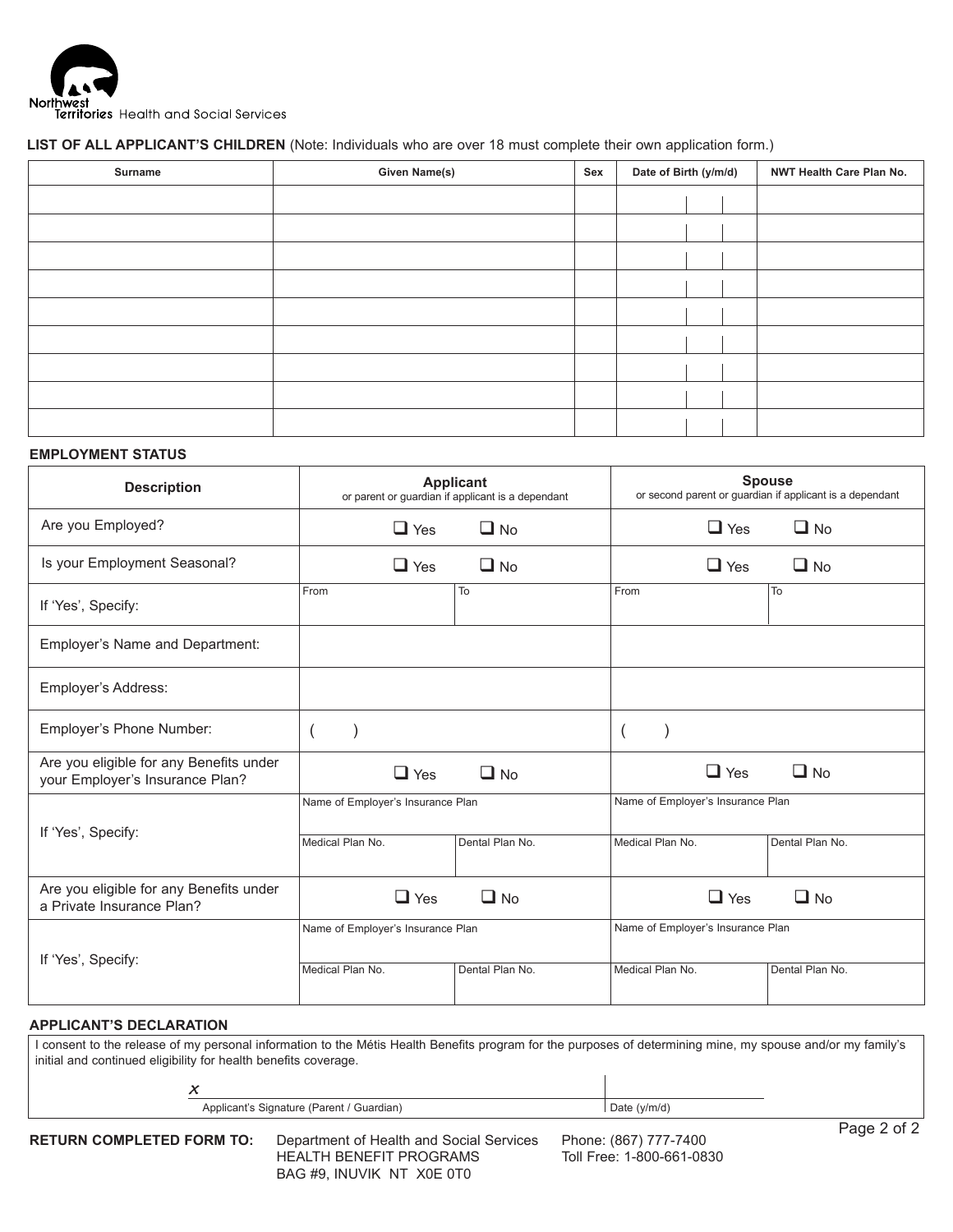Northwest Territories Health and Social Services

**LIST OF ALL APPLICANT'S CHILDREN** (Note: Individuals who are over 18 must complete their own application form.)

| Surname | Given Name(s) | Sex | Date of Birth (y/m/d) | NWT Health Care Plan No. |
|---|---|---|---|---|
| | | | | |
| | | | | |
| | | | | |
| | | | | |
| | | | | |
| | | | | |
| | | | | |
| | | | | |
| | | | | |

**EMPLOYMENT STATUS**

| Description | Applicant<br>or parent or guardian if applicant is a dependant | | Spouse<br>or second parent or guardian if applicant is a dependant | |
|---|---|---|---|---|
| Are you Employed? | ❑ Yes | ❑ No | ❑ Yes | ❑ No |
| Is your Employment Seasonal? | ❑ Yes | ❑ No | ❑ Yes | ❑ No |
| If 'Yes', Specify: | From | To | From | To |
| Employer's Name and Department: | | | | |
| Employer's Address: | | | | |
| Employer's Phone Number: | ( ) | | ( ) | |
| Are you eligible for any Benefits under your Employer's Insurance Plan? | ❑ Yes | ❑ No | ❑ Yes | ❑ No |
| If 'Yes', Specify: | Name of Employer's Insurance Plan | | Name of Employer's Insurance Plan | |
| | Medical Plan No. | Dental Plan No. | Medical Plan No. | Dental Plan No. |
| Are you eligible for any Benefits under a Private Insurance Plan? | ❑ Yes | ❑ No | ❑ Yes | ❑ No |
| If 'Yes', Specify: | Name of Employer's Insurance Plan | | Name of Employer's Insurance Plan | |
| | Medical Plan No. | Dental Plan No. | Medical Plan No. | Dental Plan No. |

**APPLICANT'S DECLARATION**

I consent to the release of my personal information to the Métis Health Benefits program for the purposes of determining mine, my spouse and/or my family's initial and continued eligibility for health benefits coverage.

X ____________________________________ ______________

Applicant's Signature (Parent / Guardian) Date (y/m/d)

**RETURN COMPLETED FORM TO:** Department of Health and Social Services
HEALTH BENEFIT PROGRAMS
BAG #9, INUVIK NT X0E 0T0

Phone: (867) 777-7400
Toll Free: 1-800-661-0830